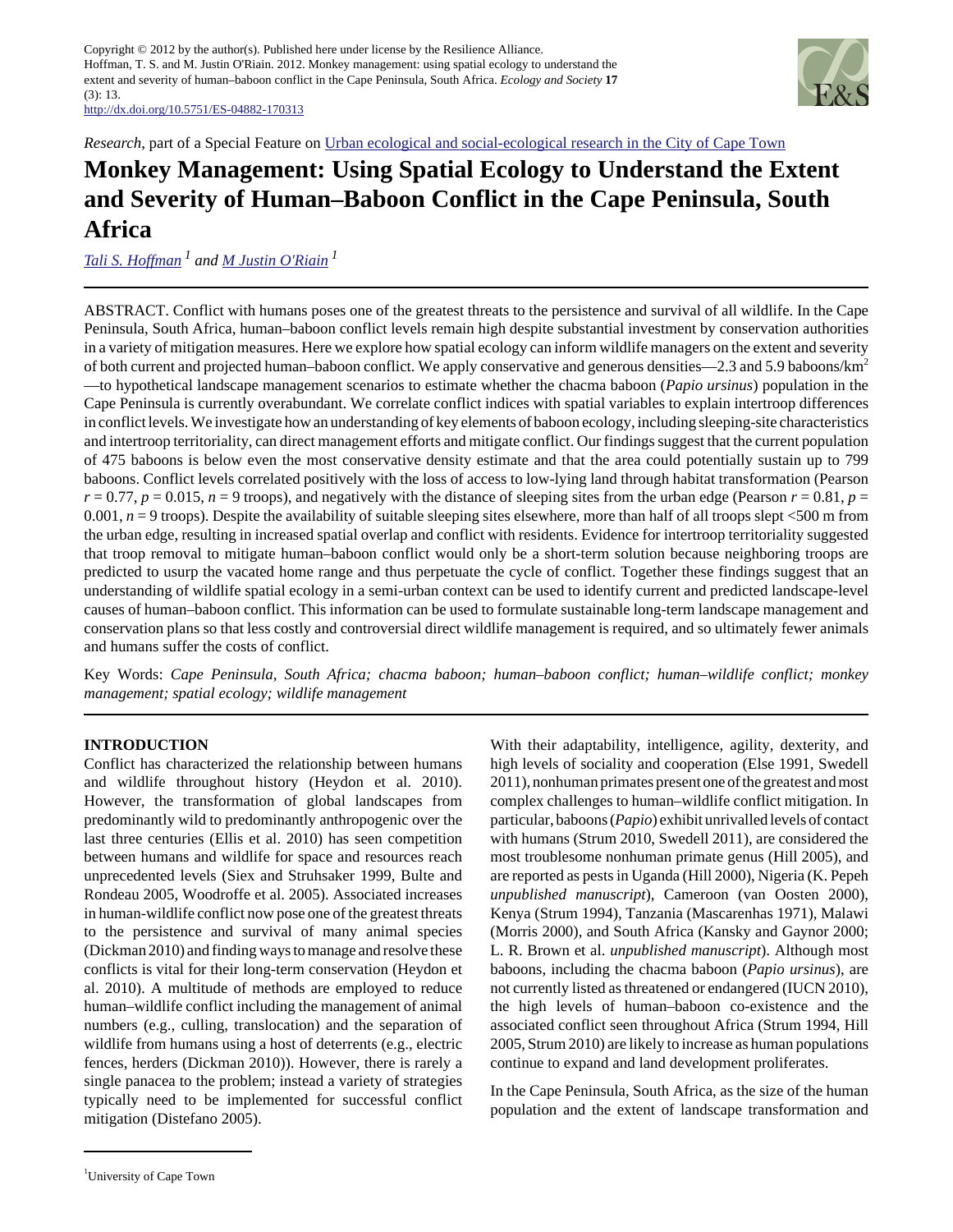Copyright © 2012 by the author(s). Published here under license by the Resilience Alliance.
Hoffman, T. S. and M. Justin O'Riain. 2012. Monkey management: using spatial ecology to understand the extent and severity of human–baboon conflict in the Cape Peninsula, South Africa. *Ecology and Society* **17** (3): 13.
http://dx.doi.org/10.5751/ES-04882-170313

*Research*, part of a Special Feature on Urban ecological and social-ecological research in the City of Cape Town

# Monkey Management: Using Spatial Ecology to Understand the Extent and Severity of Human–Baboon Conflict in the Cape Peninsula, South Africa

*Tali S. Hoffman* [1] *and M Justin O'Riain* [1]

ABSTRACT. Conflict with humans poses one of the greatest threats to the persistence and survival of all wildlife. In the Cape Peninsula, South Africa, human–baboon conflict levels remain high despite substantial investment by conservation authorities in a variety of mitigation measures. Here we explore how spatial ecology can inform wildlife managers on the extent and severity of both current and projected human–baboon conflict. We apply conservative and generous densities—2.3 and 5.9 baboons/km$^2$ —to hypothetical landscape management scenarios to estimate whether the chacma baboon (*Papio ursinus*) population in the Cape Peninsula is currently overabundant. We correlate conflict indices with spatial variables to explain intertroop differences in conflict levels. We investigate how an understanding of key elements of baboon ecology, including sleeping-site characteristics and intertroop territoriality, can direct management efforts and mitigate conflict. Our findings suggest that the current population of 475 baboons is below even the most conservative density estimate and that the area could potentially sustain up to 799 baboons. Conflict levels correlated positively with the loss of access to low-lying land through habitat transformation (Pearson $r = 0.77$, $p = 0.015$, $n = 9$ troops), and negatively with the distance of sleeping sites from the urban edge (Pearson $r = 0.81$, $p = 0.001$, $n = 9$ troops). Despite the availability of suitable sleeping sites elsewhere, more than half of all troops slept <500 m from the urban edge, resulting in increased spatial overlap and conflict with residents. Evidence for intertroop territoriality suggested that troop removal to mitigate human–baboon conflict would only be a short-term solution because neighboring troops are predicted to usurp the vacated home range and thus perpetuate the cycle of conflict. Together these findings suggest that an understanding of wildlife spatial ecology in a semi-urban context can be used to identify current and predicted landscape-level causes of human–baboon conflict. This information can be used to formulate sustainable long-term landscape management and conservation plans so that less costly and controversial direct wildlife management is required, and so ultimately fewer animals and humans suffer the costs of conflict.

Key Words: *Cape Peninsula, South Africa; chacma baboon; human–baboon conflict; human–wildlife conflict; monkey management; spatial ecology; wildlife management*

## INTRODUCTION

Conflict has characterized the relationship between humans and wildlife throughout history (Heydon et al. 2010). However, the transformation of global landscapes from predominantly wild to predominantly anthropogenic over the last three centuries (Ellis et al. 2010) has seen competition between humans and wildlife for space and resources reach unprecedented levels (Siex and Struhsaker 1999, Bulte and Rondeau 2005, Woodroffe et al. 2005). Associated increases in human-wildlife conflict now pose one of the greatest threats to the persistence and survival of many animal species (Dickman 2010) and finding ways to manage and resolve these conflicts is vital for their long-term conservation (Heydon et al. 2010). A multitude of methods are employed to reduce human–wildlife conflict including the management of animal numbers (e.g., culling, translocation) and the separation of wildlife from humans using a host of deterrents (e.g., electric fences, herders (Dickman 2010)). However, there is rarely a single panacea to the problem; instead a variety of strategies typically need to be implemented for successful conflict mitigation (Distefano 2005).

With their adaptability, intelligence, agility, dexterity, and high levels of sociality and cooperation (Else 1991, Swedell 2011), nonhuman primates present one of the greatest and most complex challenges to human–wildlife conflict mitigation. In particular, baboons (*Papio*) exhibit unrivalled levels of contact with humans (Strum 2010, Swedell 2011), are considered the most troublesome nonhuman primate genus (Hill 2005), and are reported as pests in Uganda (Hill 2000), Nigeria (K. Pepeh *unpublished manuscript*), Cameroon (van Oosten 2000), Kenya (Strum 1994), Tanzania (Mascarenhas 1971), Malawi (Morris 2000), and South Africa (Kansky and Gaynor 2000; L. R. Brown et al. *unpublished manuscript*). Although most baboons, including the chacma baboon (*Papio ursinus*), are not currently listed as threatened or endangered (IUCN 2010), the high levels of human–baboon co-existence and the associated conflict seen throughout Africa (Strum 1994, Hill 2005, Strum 2010) are likely to increase as human populations continue to expand and land development proliferates.

In the Cape Peninsula, South Africa, as the size of the human population and the extent of landscape transformation and

[1] University of Cape Town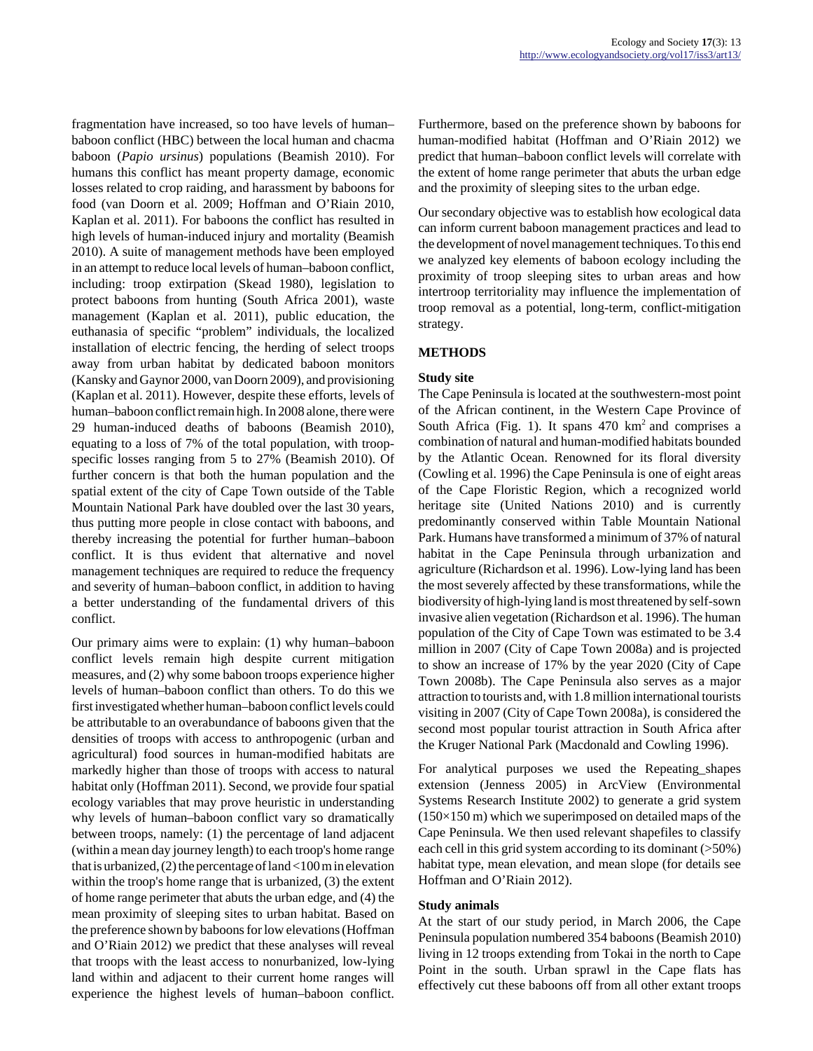fragmentation have increased, so too have levels of human–baboon conflict (HBC) between the local human and chacma baboon (*Papio ursinus*) populations (Beamish 2010). For humans this conflict has meant property damage, economic losses related to crop raiding, and harassment by baboons for food (van Doorn et al. 2009; Hoffman and O'Riain 2010, Kaplan et al. 2011). For baboons the conflict has resulted in high levels of human-induced injury and mortality (Beamish 2010). A suite of management methods have been employed in an attempt to reduce local levels of human–baboon conflict, including: troop extirpation (Skead 1980), legislation to protect baboons from hunting (South Africa 2001), waste management (Kaplan et al. 2011), public education, the euthanasia of specific "problem" individuals, the localized installation of electric fencing, the herding of select troops away from urban habitat by dedicated baboon monitors (Kansky and Gaynor 2000, van Doorn 2009), and provisioning (Kaplan et al. 2011). However, despite these efforts, levels of human–baboon conflict remain high. In 2008 alone, there were 29 human-induced deaths of baboons (Beamish 2010), equating to a loss of 7% of the total population, with troop-specific losses ranging from 5 to 27% (Beamish 2010). Of further concern is that both the human population and the spatial extent of the city of Cape Town outside of the Table Mountain National Park have doubled over the last 30 years, thus putting more people in close contact with baboons, and thereby increasing the potential for further human–baboon conflict. It is thus evident that alternative and novel management techniques are required to reduce the frequency and severity of human–baboon conflict, in addition to having a better understanding of the fundamental drivers of this conflict.

Our primary aims were to explain: (1) why human–baboon conflict levels remain high despite current mitigation measures, and (2) why some baboon troops experience higher levels of human–baboon conflict than others. To do this we first investigated whether human–baboon conflict levels could be attributable to an overabundance of baboons given that the densities of troops with access to anthropogenic (urban and agricultural) food sources in human-modified habitats are markedly higher than those of troops with access to natural habitat only (Hoffman 2011). Second, we provide four spatial ecology variables that may prove heuristic in understanding why levels of human–baboon conflict vary so dramatically between troops, namely: (1) the percentage of land adjacent (within a mean day journey length) to each troop's home range that is urbanized, (2) the percentage of land <100 m in elevation within the troop's home range that is urbanized, (3) the extent of home range perimeter that abuts the urban edge, and (4) the mean proximity of sleeping sites to urban habitat. Based on the preference shown by baboons for low elevations (Hoffman and O'Riain 2012) we predict that these analyses will reveal that troops with the least access to nonurbanized, low-lying land within and adjacent to their current home ranges will experience the highest levels of human–baboon conflict. Furthermore, based on the preference shown by baboons for human-modified habitat (Hoffman and O'Riain 2012) we predict that human–baboon conflict levels will correlate with the extent of home range perimeter that abuts the urban edge and the proximity of sleeping sites to the urban edge.

Our secondary objective was to establish how ecological data can inform current baboon management practices and lead to the development of novel management techniques. To this end we analyzed key elements of baboon ecology including the proximity of troop sleeping sites to urban areas and how intertroop territoriality may influence the implementation of troop removal as a potential, long-term, conflict-mitigation strategy.

## METHODS

### Study site

The Cape Peninsula is located at the southwestern-most point of the African continent, in the Western Cape Province of South Africa (Fig. 1). It spans 470 km$^2$ and comprises a combination of natural and human-modified habitats bounded by the Atlantic Ocean. Renowned for its floral diversity (Cowling et al. 1996) the Cape Peninsula is one of eight areas of the Cape Floristic Region, which a recognized world heritage site (United Nations 2010) and is currently predominantly conserved within Table Mountain National Park. Humans have transformed a minimum of 37% of natural habitat in the Cape Peninsula through urbanization and agriculture (Richardson et al. 1996). Low-lying land has been the most severely affected by these transformations, while the biodiversity of high-lying land is most threatened by self-sown invasive alien vegetation (Richardson et al. 1996). The human population of the City of Cape Town was estimated to be 3.4 million in 2007 (City of Cape Town 2008a) and is projected to show an increase of 17% by the year 2020 (City of Cape Town 2008b). The Cape Peninsula also serves as a major attraction to tourists and, with 1.8 million international tourists visiting in 2007 (City of Cape Town 2008a), is considered the second most popular tourist attraction in South Africa after the Kruger National Park (Macdonald and Cowling 1996).

For analytical purposes we used the Repeating_shapes extension (Jenness 2005) in ArcView (Environmental Systems Research Institute 2002) to generate a grid system (150×150 m) which we superimposed on detailed maps of the Cape Peninsula. We then used relevant shapefiles to classify each cell in this grid system according to its dominant (>50%) habitat type, mean elevation, and mean slope (for details see Hoffman and O'Riain 2012).

### Study animals

At the start of our study period, in March 2006, the Cape Peninsula population numbered 354 baboons (Beamish 2010) living in 12 troops extending from Tokai in the north to Cape Point in the south. Urban sprawl in the Cape flats has effectively cut these baboons off from all other extant troops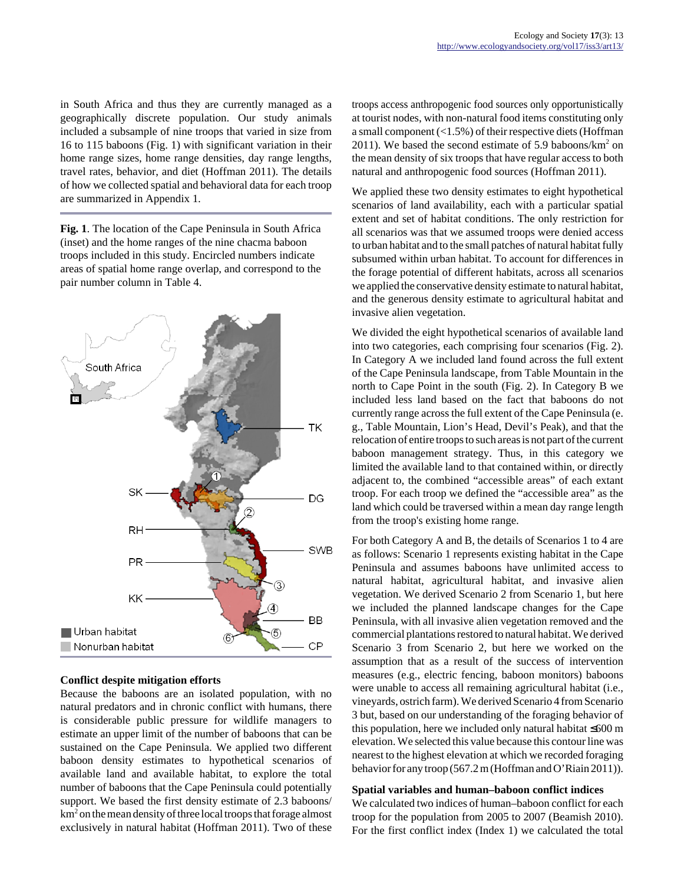in South Africa and thus they are currently managed as a geographically discrete population. Our study animals included a subsample of nine troops that varied in size from 16 to 115 baboons (Fig. 1) with significant variation in their home range sizes, home range densities, day range lengths, travel rates, behavior, and diet (Hoffman 2011). The details of how we collected spatial and behavioral data for each troop are summarized in Appendix 1.

**Fig. 1**. The location of the Cape Peninsula in South Africa (inset) and the home ranges of the nine chacma baboon troops included in this study. Encircled numbers indicate areas of spatial home range overlap, and correspond to the pair number column in Table 4.

### Conflict despite mitigation efforts

Because the baboons are an isolated population, with no natural predators and in chronic conflict with humans, there is considerable public pressure for wildlife managers to estimate an upper limit of the number of baboons that can be sustained on the Cape Peninsula. We applied two different baboon density estimates to hypothetical scenarios of available land and available habitat, to explore the total number of baboons that the Cape Peninsula could potentially support. We based the first density estimate of 2.3 baboons/km$^2$ on the mean density of three local troops that forage almost exclusively in natural habitat (Hoffman 2011). Two of these troops access anthropogenic food sources only opportunistically at tourist nodes, with non-natural food items constituting only a small component (<1.5%) of their respective diets (Hoffman 2011). We based the second estimate of 5.9 baboons/km$^2$ on the mean density of six troops that have regular access to both natural and anthropogenic food sources (Hoffman 2011).

We applied these two density estimates to eight hypothetical scenarios of land availability, each with a particular spatial extent and set of habitat conditions. The only restriction for all scenarios was that we assumed troops were denied access to urban habitat and to the small patches of natural habitat fully subsumed within urban habitat. To account for differences in the forage potential of different habitats, across all scenarios we applied the conservative density estimate to natural habitat, and the generous density estimate to agricultural habitat and invasive alien vegetation.

We divided the eight hypothetical scenarios of available land into two categories, each comprising four scenarios (Fig. 2). In Category A we included land found across the full extent of the Cape Peninsula landscape, from Table Mountain in the north to Cape Point in the south (Fig. 2). In Category B we included less land based on the fact that baboons do not currently range across the full extent of the Cape Peninsula (e. g., Table Mountain, Lion's Head, Devil's Peak), and that the relocation of entire troops to such areas is not part of the current baboon management strategy. Thus, in this category we limited the available land to that contained within, or directly adjacent to, the combined "accessible areas" of each extant troop. For each troop we defined the "accessible area" as the land which could be traversed within a mean day range length from the troop's existing home range.

For both Category A and B, the details of Scenarios 1 to 4 are as follows: Scenario 1 represents existing habitat in the Cape Peninsula and assumes baboons have unlimited access to natural habitat, agricultural habitat, and invasive alien vegetation. We derived Scenario 2 from Scenario 1, but here we included the planned landscape changes for the Cape Peninsula, with all invasive alien vegetation removed and the commercial plantations restored to natural habitat. We derived Scenario 3 from Scenario 2, but here we worked on the assumption that as a result of the success of intervention measures (e.g., electric fencing, baboon monitors) baboons were unable to access all remaining agricultural habitat (i.e., vineyards, ostrich farm). We derived Scenario 4 from Scenario 3 but, based on our understanding of the foraging behavior of this population, here we included only natural habitat ≤600 m elevation. We selected this value because this contour line was nearest to the highest elevation at which we recorded foraging behavior for any troop (567.2 m (Hoffman and O'Riain 2011)).

### Spatial variables and human–baboon conflict indices

We calculated two indices of human–baboon conflict for each troop for the population from 2005 to 2007 (Beamish 2010). For the first conflict index (Index 1) we calculated the total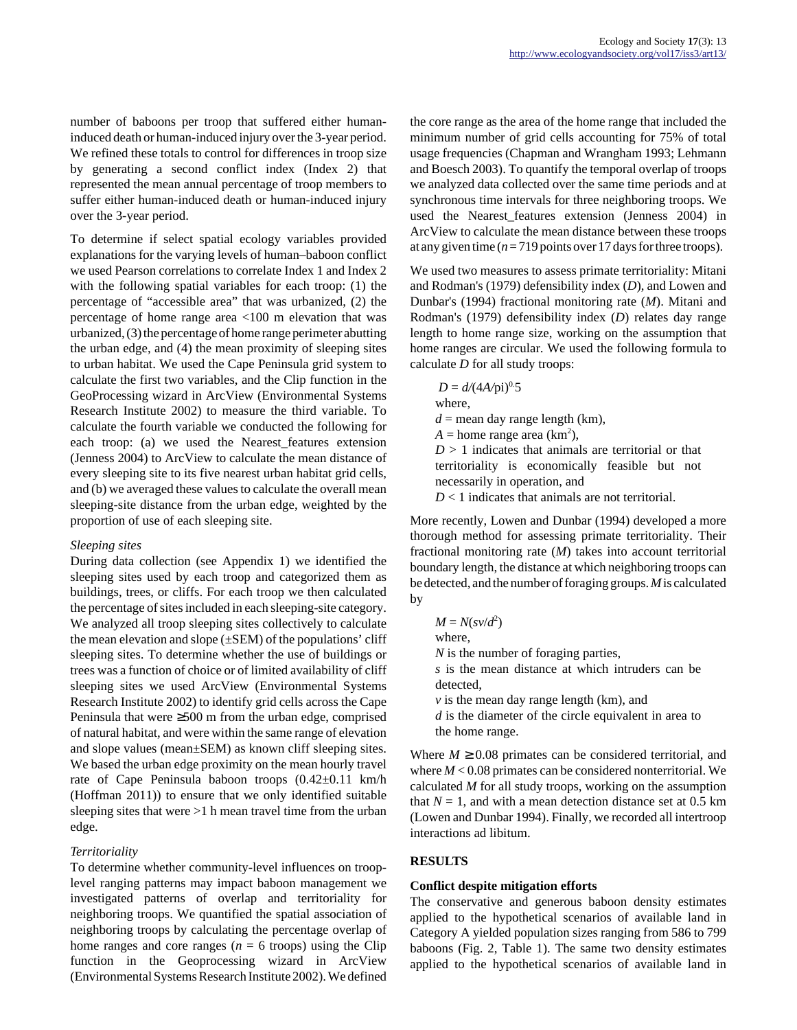number of baboons per troop that suffered either human-induced death or human-induced injury over the 3-year period. We refined these totals to control for differences in troop size by generating a second conflict index (Index 2) that represented the mean annual percentage of troop members to suffer either human-induced death or human-induced injury over the 3-year period.

To determine if select spatial ecology variables provided explanations for the varying levels of human–baboon conflict we used Pearson correlations to correlate Index 1 and Index 2 with the following spatial variables for each troop: (1) the percentage of "accessible area" that was urbanized, (2) the percentage of home range area <100 m elevation that was urbanized, (3) the percentage of home range perimeter abutting the urban edge, and (4) the mean proximity of sleeping sites to urban habitat. We used the Cape Peninsula grid system to calculate the first two variables, and the Clip function in the GeoProcessing wizard in ArcView (Environmental Systems Research Institute 2002) to measure the third variable. To calculate the fourth variable we conducted the following for each troop: (a) we used the Nearest_features extension (Jenness 2004) to ArcView to calculate the mean distance of every sleeping site to its five nearest urban habitat grid cells, and (b) we averaged these values to calculate the overall mean sleeping-site distance from the urban edge, weighted by the proportion of use of each sleeping site.

*Sleeping sites*

During data collection (see Appendix 1) we identified the sleeping sites used by each troop and categorized them as buildings, trees, or cliffs. For each troop we then calculated the percentage of sites included in each sleeping-site category. We analyzed all troop sleeping sites collectively to calculate the mean elevation and slope (±SEM) of the populations' cliff sleeping sites. To determine whether the use of buildings or trees was a function of choice or of limited availability of cliff sleeping sites we used ArcView (Environmental Systems Research Institute 2002) to identify grid cells across the Cape Peninsula that were ≥500 m from the urban edge, comprised of natural habitat, and were within the same range of elevation and slope values (mean±SEM) as known cliff sleeping sites. We based the urban edge proximity on the mean hourly travel rate of Cape Peninsula baboon troops (0.42±0.11 km/h (Hoffman 2011)) to ensure that we only identified suitable sleeping sites that were >1 h mean travel time from the urban edge.

*Territoriality*

To determine whether community-level influences on troop-level ranging patterns may impact baboon management we investigated patterns of overlap and territoriality for neighboring troops. We quantified the spatial association of neighboring troops by calculating the percentage overlap of home ranges and core ranges ($n$ = 6 troops) using the Clip function in the Geoprocessing wizard in ArcView (Environmental Systems Research Institute 2002). We defined the core range as the area of the home range that included the minimum number of grid cells accounting for 75% of total usage frequencies (Chapman and Wrangham 1993; Lehmann and Boesch 2003). To quantify the temporal overlap of troops we analyzed data collected over the same time periods and at synchronous time intervals for three neighboring troops. We used the Nearest_features extension (Jenness 2004) in ArcView to calculate the mean distance between these troops at any given time ($n$ = 719 points over 17 days for three troops).

We used two measures to assess primate territoriality: Mitani and Rodman's (1979) defensibility index ($D$), and Lowen and Dunbar's (1994) fractional monitoring rate ($M$). Mitani and Rodman's (1979) defensibility index ($D$) relates day range length to home range size, working on the assumption that home ranges are circular. We used the following formula to calculate $D$ for all study troops:

$D = d/(4A/\text{pi})^{0.5}$
where,
$d$ = mean day range length (km),
$A$ = home range area (km$^2$),
$D$ > 1 indicates that animals are territorial or that territoriality is economically feasible but not necessarily in operation, and
$D$ < 1 indicates that animals are not territorial.

More recently, Lowen and Dunbar (1994) developed a more thorough method for assessing primate territoriality. Their fractional monitoring rate ($M$) takes into account territorial boundary length, the distance at which neighboring troops can be detected, and the number of foraging groups. $M$ is calculated by

$M = N(sv/d^2)$
where,
$N$ is the number of foraging parties,
$s$ is the mean distance at which intruders can be detected,
$v$ is the mean day range length (km), and
$d$ is the diameter of the circle equivalent in area to the home range.

Where $M \geq 0.08$ primates can be considered territorial, and where $M < 0.08$ primates can be considered nonterritorial. We calculated $M$ for all study troops, working on the assumption that $N = 1$, and with a mean detection distance set at 0.5 km (Lowen and Dunbar 1994). Finally, we recorded all intertroop interactions ad libitum.

## RESULTS

### Conflict despite mitigation efforts

The conservative and generous baboon density estimates applied to the hypothetical scenarios of available land in Category A yielded population sizes ranging from 586 to 799 baboons (Fig. 2, Table 1). The same two density estimates applied to the hypothetical scenarios of available land in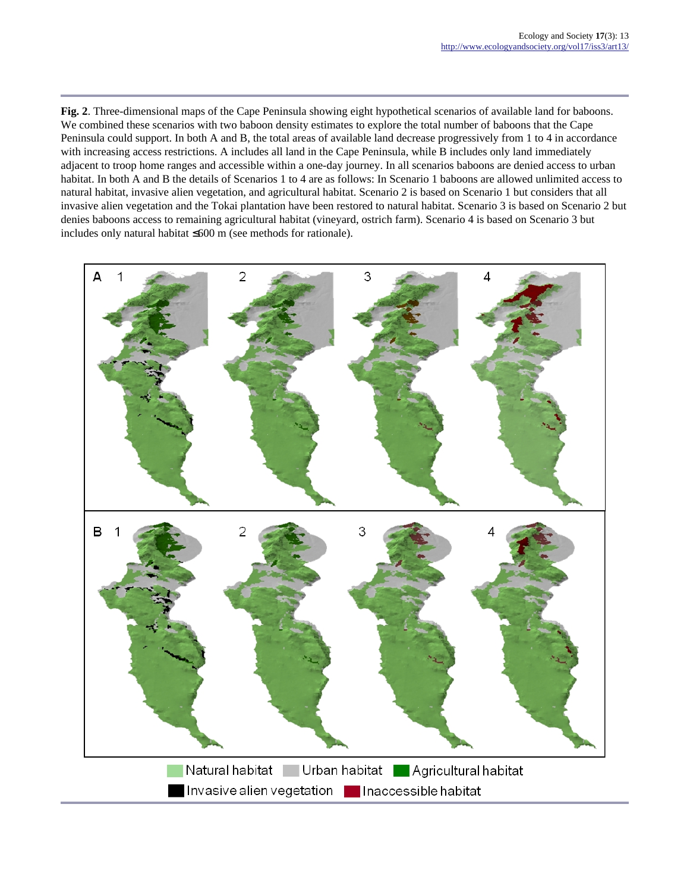**Fig. 2**. Three-dimensional maps of the Cape Peninsula showing eight hypothetical scenarios of available land for baboons. We combined these scenarios with two baboon density estimates to explore the total number of baboons that the Cape Peninsula could support. In both A and B, the total areas of available land decrease progressively from 1 to 4 in accordance with increasing access restrictions. A includes all land in the Cape Peninsula, while B includes only land immediately adjacent to troop home ranges and accessible within a one-day journey. In all scenarios baboons are denied access to urban habitat. In both A and B the details of Scenarios 1 to 4 are as follows: In Scenario 1 baboons are allowed unlimited access to natural habitat, invasive alien vegetation, and agricultural habitat. Scenario 2 is based on Scenario 1 but considers that all invasive alien vegetation and the Tokai plantation have been restored to natural habitat. Scenario 3 is based on Scenario 2 but denies baboons access to remaining agricultural habitat (vineyard, ostrich farm). Scenario 4 is based on Scenario 3 but includes only natural habitat ≤600 m (see methods for rationale).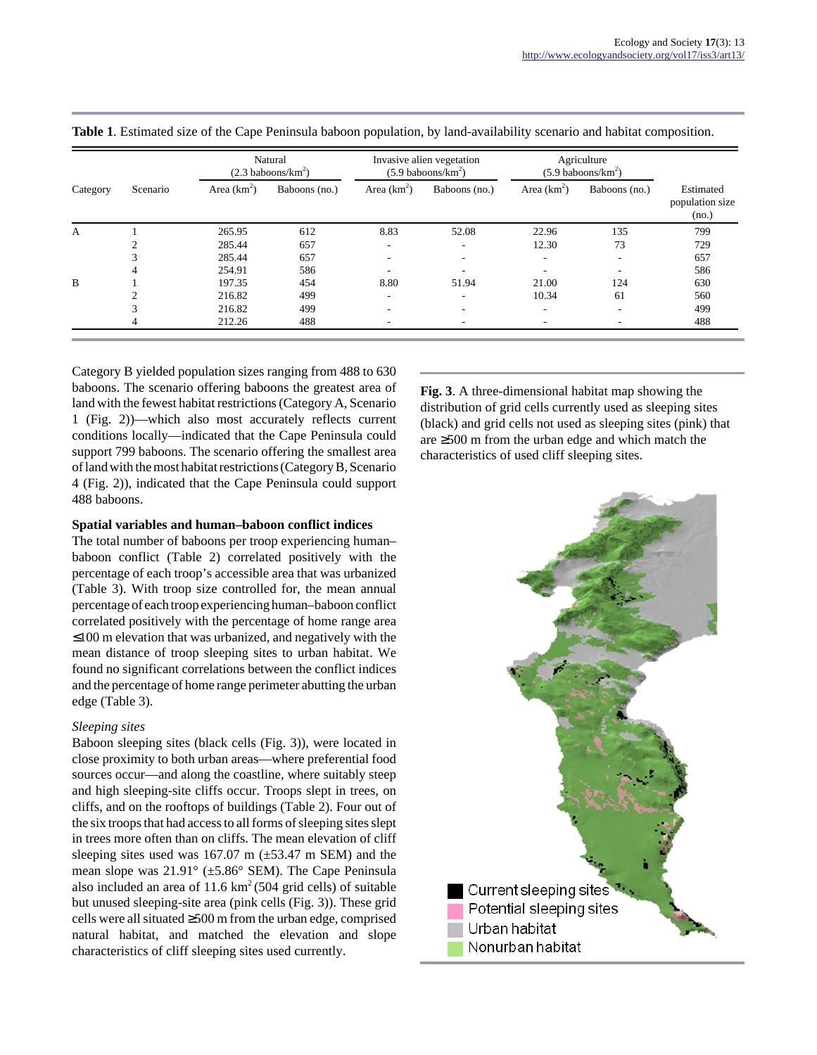**Table 1**. Estimated size of the Cape Peninsula baboon population, by land-availability scenario and habitat composition.

| Category | Scenario | Natural (2.3 baboons/km$^2$) | | Invasive alien vegetation (5.9 baboons/km$^2$) | | Agriculture (5.9 baboons/km$^2$) | | Estimated population size (no.) |
|---|---|---|---|---|---|---|---|---|
| | | Area (km$^2$) | Baboons (no.) | Area (km$^2$) | Baboons (no.) | Area (km$^2$) | Baboons (no.) | |
| A | 1 | 265.95 | 612 | 8.83 | 52.08 | 22.96 | 135 | 799 |
| | 2 | 285.44 | 657 | - | - | 12.30 | 73 | 729 |
| | 3 | 285.44 | 657 | - | - | - | - | 657 |
| | 4 | 254.91 | 586 | - | - | - | - | 586 |
| B | 1 | 197.35 | 454 | 8.80 | 51.94 | 21.00 | 124 | 630 |
| | 2 | 216.82 | 499 | - | - | 10.34 | 61 | 560 |
| | 3 | 216.82 | 499 | - | - | - | - | 499 |
| | 4 | 212.26 | 488 | - | - | - | - | 488 |

Category B yielded population sizes ranging from 488 to 630 baboons. The scenario offering baboons the greatest area of land with the fewest habitat restrictions (Category A, Scenario 1 (Fig. 2))—which also most accurately reflects current conditions locally—indicated that the Cape Peninsula could support 799 baboons. The scenario offering the smallest area of land with the most habitat restrictions (Category B, Scenario 4 (Fig. 2)), indicated that the Cape Peninsula could support 488 baboons.

### Spatial variables and human–baboon conflict indices

The total number of baboons per troop experiencing human–baboon conflict (Table 2) correlated positively with the percentage of each troop's accessible area that was urbanized (Table 3). With troop size controlled for, the mean annual percentage of each troop experiencing human–baboon conflict correlated positively with the percentage of home range area ≤100 m elevation that was urbanized, and negatively with the mean distance of troop sleeping sites to urban habitat. We found no significant correlations between the conflict indices and the percentage of home range perimeter abutting the urban edge (Table 3).

#### *Sleeping sites*

Baboon sleeping sites (black cells (Fig. 3)), were located in close proximity to both urban areas—where preferential food sources occur—and along the coastline, where suitably steep and high sleeping-site cliffs occur. Troops slept in trees, on cliffs, and on the rooftops of buildings (Table 2). Four out of the six troops that had access to all forms of sleeping sites slept in trees more often than on cliffs. The mean elevation of cliff sleeping sites used was 167.07 m (±53.47 m SEM) and the mean slope was 21.91° (±5.86° SEM). The Cape Peninsula also included an area of 11.6 km$^2$ (504 grid cells) of suitable but unused sleeping-site area (pink cells (Fig. 3)). These grid cells were all situated ≥500 m from the urban edge, comprised natural habitat, and matched the elevation and slope characteristics of cliff sleeping sites used currently.

**Fig. 3**. A three-dimensional habitat map showing the distribution of grid cells currently used as sleeping sites (black) and grid cells not used as sleeping sites (pink) that are ≥500 m from the urban edge and which match the characteristics of used cliff sleeping sites.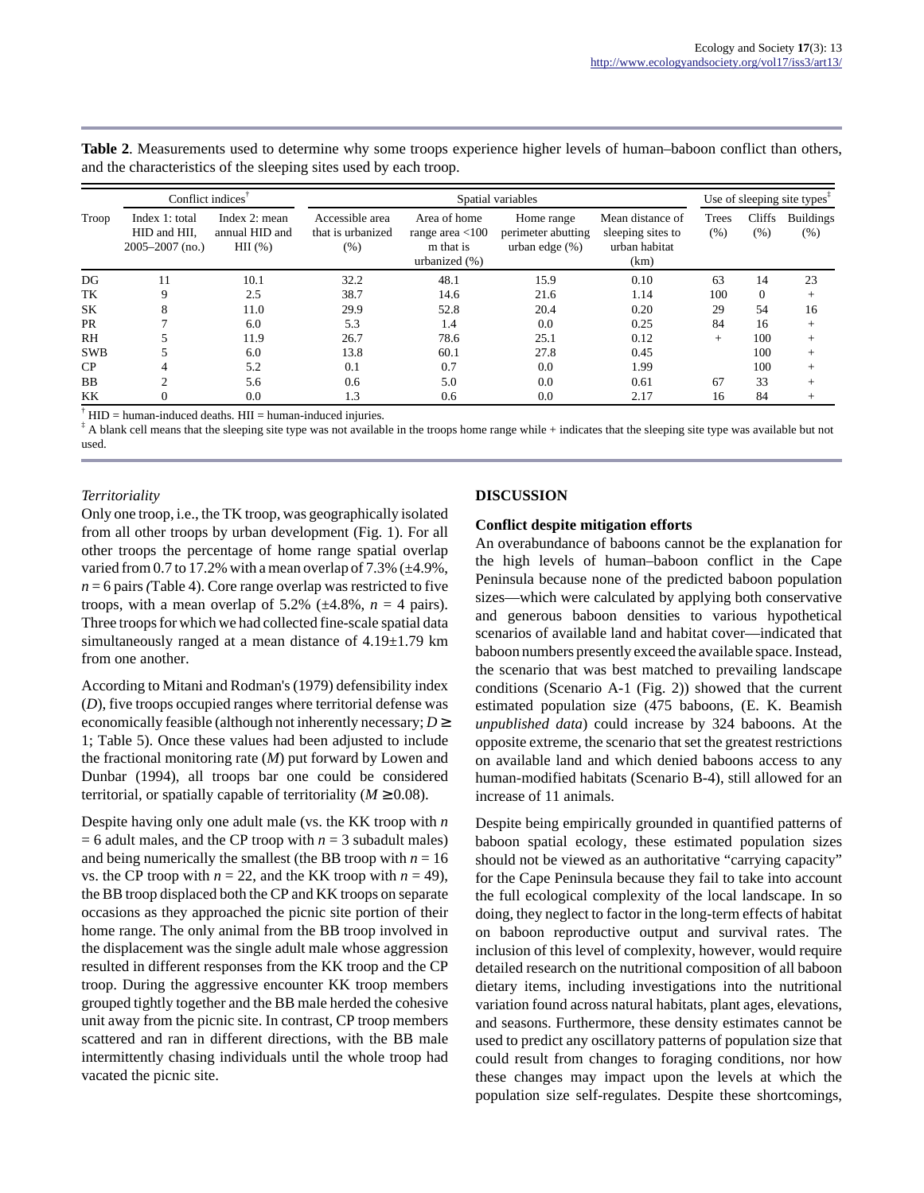**Table 2**. Measurements used to determine why some troops experience higher levels of human–baboon conflict than others, and the characteristics of the sleeping sites used by each troop.

| Troop | Conflict indices† | | Spatial variables | | | | Use of sleeping site types‡ | | |
|---|---|---|---|---|---|---|---|---|---|
| | Index 1: total HID and HII, 2005–2007 (no.) | Index 2: mean annual HID and HII (%) | Accessible area that is urbanized (%) | Area of home range area <100 m that is urbanized (%) | Home range perimeter abutting urban edge (%) | Mean distance of sleeping sites to urban habitat (km) | Trees (%) | Cliffs (%) | Buildings (%) |
| DG | 11 | 10.1 | 32.2 | 48.1 | 15.9 | 0.10 | 63 | 14 | 23 |
| TK | 9 | 2.5 | 38.7 | 14.6 | 21.6 | 1.14 | 100 | 0 | + |
| SK | 8 | 11.0 | 29.9 | 52.8 | 20.4 | 0.20 | 29 | 54 | 16 |
| PR | 7 | 6.0 | 5.3 | 1.4 | 0.0 | 0.25 | 84 | 16 | + |
| RH | 5 | 11.9 | 26.7 | 78.6 | 25.1 | 0.12 | + | 100 | + |
| SWB | 5 | 6.0 | 13.8 | 60.1 | 27.8 | 0.45 | | 100 | + |
| CP | 4 | 5.2 | 0.1 | 0.7 | 0.0 | 1.99 | | 100 | + |
| BB | 2 | 5.6 | 0.6 | 5.0 | 0.0 | 0.61 | 67 | 33 | + |
| KK | 0 | 0.0 | 1.3 | 0.6 | 0.0 | 2.17 | 16 | 84 | + |

† HID = human-induced deaths. HII = human-induced injuries.
‡ A blank cell means that the sleeping site type was not available in the troops home range while + indicates that the sleeping site type was available but not used.

*Territoriality*

Only one troop, i.e., the TK troop, was geographically isolated from all other troops by urban development (Fig. 1). For all other troops the percentage of home range spatial overlap varied from 0.7 to 17.2% with a mean overlap of 7.3% (±4.9%, $n = 6$ pairs *(*Table 4). Core range overlap was restricted to five troops, with a mean overlap of 5.2% (±4.8%, $n = 4$ pairs). Three troops for which we had collected fine-scale spatial data simultaneously ranged at a mean distance of 4.19±1.79 km from one another.

According to Mitani and Rodman's (1979) defensibility index ($D$), five troops occupied ranges where territorial defense was economically feasible (although not inherently necessary; $D \geq 1$; Table 5). Once these values had been adjusted to include the fractional monitoring rate ($M$) put forward by Lowen and Dunbar (1994), all troops bar one could be considered territorial, or spatially capable of territoriality ($M \geq 0.08$).

Despite having only one adult male (vs. the KK troop with $n = 6$ adult males, and the CP troop with $n = 3$ subadult males) and being numerically the smallest (the BB troop with $n = 16$ vs. the CP troop with $n = 22$, and the KK troop with $n = 49$), the BB troop displaced both the CP and KK troops on separate occasions as they approached the picnic site portion of their home range. The only animal from the BB troop involved in the displacement was the single adult male whose aggression resulted in different responses from the KK troop and the CP troop. During the aggressive encounter KK troop members grouped tightly together and the BB male herded the cohesive unit away from the picnic site. In contrast, CP troop members scattered and ran in different directions, with the BB male intermittently chasing individuals until the whole troop had vacated the picnic site.

## DISCUSSION

### Conflict despite mitigation efforts

An overabundance of baboons cannot be the explanation for the high levels of human–baboon conflict in the Cape Peninsula because none of the predicted baboon population sizes—which were calculated by applying both conservative and generous baboon densities to various hypothetical scenarios of available land and habitat cover—indicated that baboon numbers presently exceed the available space. Instead, the scenario that was best matched to prevailing landscape conditions (Scenario A-1 (Fig. 2)) showed that the current estimated population size (475 baboons, (E. K. Beamish *unpublished data*) could increase by 324 baboons. At the opposite extreme, the scenario that set the greatest restrictions on available land and which denied baboons access to any human-modified habitats (Scenario B-4), still allowed for an increase of 11 animals.

Despite being empirically grounded in quantified patterns of baboon spatial ecology, these estimated population sizes should not be viewed as an authoritative "carrying capacity" for the Cape Peninsula because they fail to take into account the full ecological complexity of the local landscape. In so doing, they neglect to factor in the long-term effects of habitat on baboon reproductive output and survival rates. The inclusion of this level of complexity, however, would require detailed research on the nutritional composition of all baboon dietary items, including investigations into the nutritional variation found across natural habitats, plant ages, elevations, and seasons. Furthermore, these density estimates cannot be used to predict any oscillatory patterns of population size that could result from changes to foraging conditions, nor how these changes may impact upon the levels at which the population size self-regulates. Despite these shortcomings,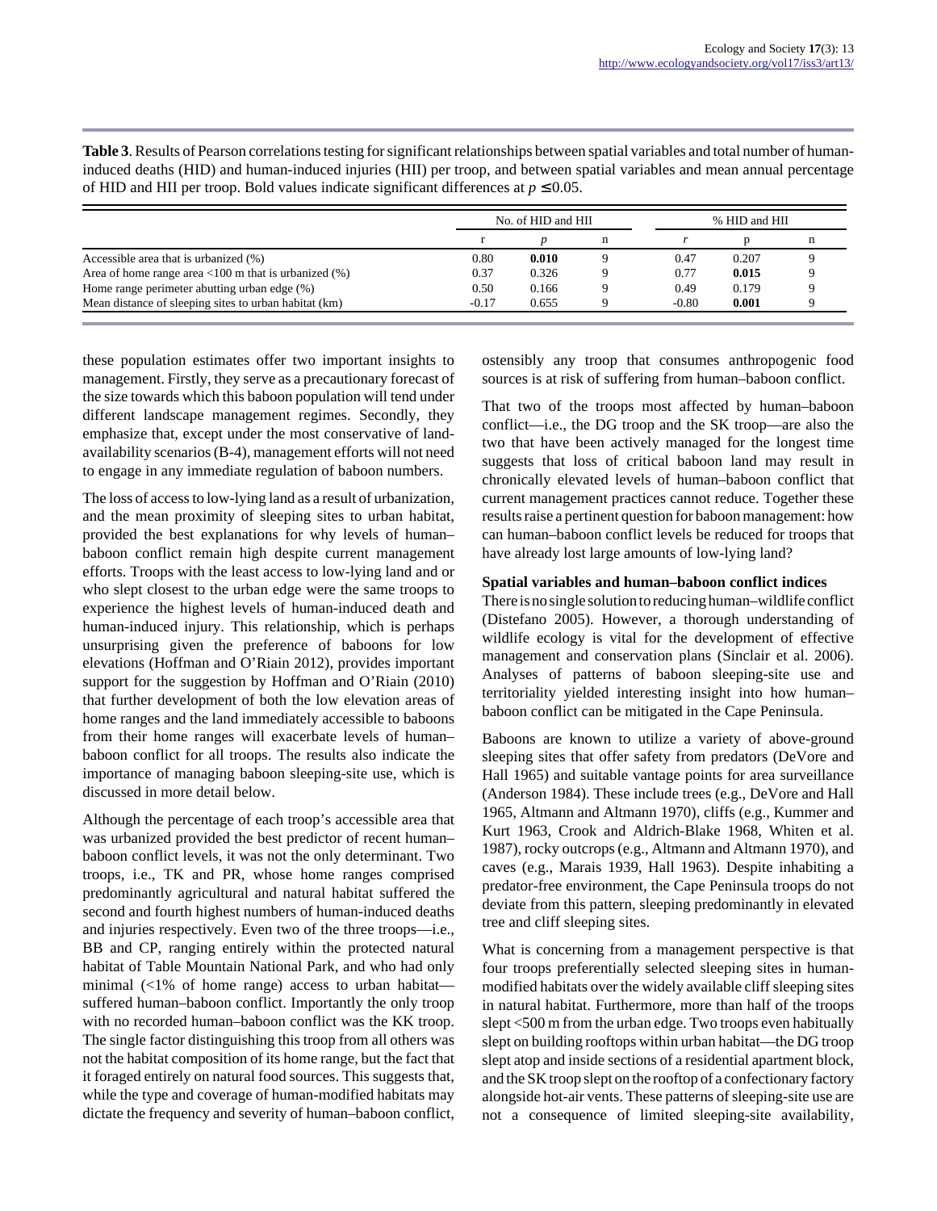**Table 3**. Results of Pearson correlations testing for significant relationships between spatial variables and total number of human-induced deaths (HID) and human-induced injuries (HII) per troop, and between spatial variables and mean annual percentage of HID and HII per troop. Bold values indicate significant differences at $p \leq 0.05$.

| | No. of HID and HII | | | % HID and HII | | |
|---|---|---|---|---|---|---|
| | r | *p* | n | *r* | p | n |
| Accessible area that is urbanized (%) | 0.80 | **0.010** | 9 | 0.47 | 0.207 | 9 |
| Area of home range area <100 m that is urbanized (%) | 0.37 | 0.326 | 9 | 0.77 | **0.015** | 9 |
| Home range perimeter abutting urban edge (%) | 0.50 | 0.166 | 9 | 0.49 | 0.179 | 9 |
| Mean distance of sleeping sites to urban habitat (km) | -0.17 | 0.655 | 9 | -0.80 | **0.001** | 9 |

these population estimates offer two important insights to management. Firstly, they serve as a precautionary forecast of the size towards which this baboon population will tend under different landscape management regimes. Secondly, they emphasize that, except under the most conservative of land-availability scenarios (B-4), management efforts will not need to engage in any immediate regulation of baboon numbers.

The loss of access to low-lying land as a result of urbanization, and the mean proximity of sleeping sites to urban habitat, provided the best explanations for why levels of human–baboon conflict remain high despite current management efforts. Troops with the least access to low-lying land and or who slept closest to the urban edge were the same troops to experience the highest levels of human-induced death and human-induced injury. This relationship, which is perhaps unsurprising given the preference of baboons for low elevations (Hoffman and O'Riain 2012), provides important support for the suggestion by Hoffman and O'Riain (2010) that further development of both the low elevation areas of home ranges and the land immediately accessible to baboons from their home ranges will exacerbate levels of human–baboon conflict for all troops. The results also indicate the importance of managing baboon sleeping-site use, which is discussed in more detail below.

Although the percentage of each troop's accessible area that was urbanized provided the best predictor of recent human–baboon conflict levels, it was not the only determinant. Two troops, i.e., TK and PR, whose home ranges comprised predominantly agricultural and natural habitat suffered the second and fourth highest numbers of human-induced deaths and injuries respectively. Even two of the three troops—i.e., BB and CP, ranging entirely within the protected natural habitat of Table Mountain National Park, and who had only minimal (<1% of home range) access to urban habitat—suffered human–baboon conflict. Importantly the only troop with no recorded human–baboon conflict was the KK troop. The single factor distinguishing this troop from all others was not the habitat composition of its home range, but the fact that it foraged entirely on natural food sources. This suggests that, while the type and coverage of human-modified habitats may dictate the frequency and severity of human–baboon conflict, ostensibly any troop that consumes anthropogenic food sources is at risk of suffering from human–baboon conflict.

That two of the troops most affected by human–baboon conflict—i.e., the DG troop and the SK troop—are also the two that have been actively managed for the longest time suggests that loss of critical baboon land may result in chronically elevated levels of human–baboon conflict that current management practices cannot reduce. Together these results raise a pertinent question for baboon management: how can human–baboon conflict levels be reduced for troops that have already lost large amounts of low-lying land?

### Spatial variables and human–baboon conflict indices

There is no single solution to reducing human–wildlife conflict (Distefano 2005). However, a thorough understanding of wildlife ecology is vital for the development of effective management and conservation plans (Sinclair et al. 2006). Analyses of patterns of baboon sleeping-site use and territoriality yielded interesting insight into how human–baboon conflict can be mitigated in the Cape Peninsula.

Baboons are known to utilize a variety of above-ground sleeping sites that offer safety from predators (DeVore and Hall 1965) and suitable vantage points for area surveillance (Anderson 1984). These include trees (e.g., DeVore and Hall 1965, Altmann and Altmann 1970), cliffs (e.g., Kummer and Kurt 1963, Crook and Aldrich-Blake 1968, Whiten et al. 1987), rocky outcrops (e.g., Altmann and Altmann 1970), and caves (e.g., Marais 1939, Hall 1963). Despite inhabiting a predator-free environment, the Cape Peninsula troops do not deviate from this pattern, sleeping predominantly in elevated tree and cliff sleeping sites.

What is concerning from a management perspective is that four troops preferentially selected sleeping sites in human-modified habitats over the widely available cliff sleeping sites in natural habitat. Furthermore, more than half of the troops slept <500 m from the urban edge. Two troops even habitually slept on building rooftops within urban habitat—the DG troop slept atop and inside sections of a residential apartment block, and the SK troop slept on the rooftop of a confectionary factory alongside hot-air vents. These patterns of sleeping-site use are not a consequence of limited sleeping-site availability,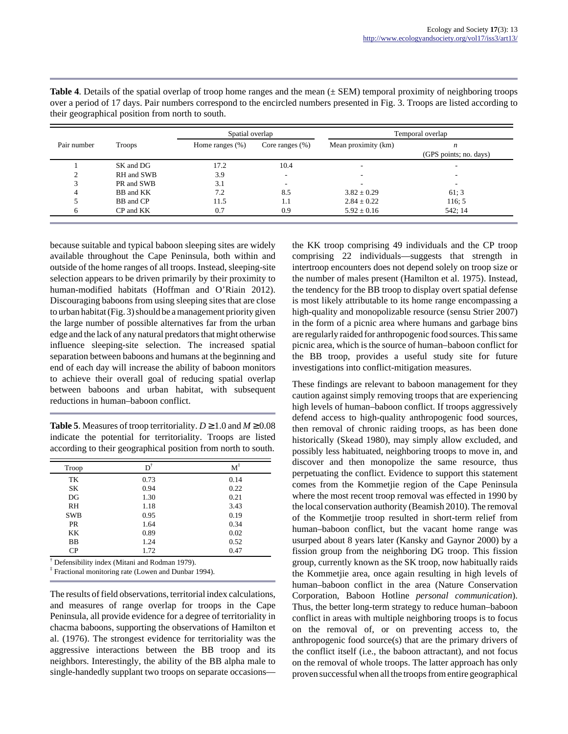**Table 4**. Details of the spatial overlap of troop home ranges and the mean (± SEM) temporal proximity of neighboring troops over a period of 17 days. Pair numbers correspond to the encircled numbers presented in Fig. 3. Troops are listed according to their geographical position from north to south.

| Pair number | Troops | Spatial overlap | | Temporal overlap | |
|---|---|---|---|---|---|
| | | Home ranges (%) | Core ranges (%) | Mean proximity (km) | *n* (GPS points; no. days) |
| 1 | SK and DG | 17.2 | 10.4 | - | - |
| 2 | RH and SWB | 3.9 | - | - | - |
| 3 | PR and SWB | 3.1 | - | - | - |
| 4 | BB and KK | 7.2 | 8.5 | 3.82 ± 0.29 | 61; 3 |
| 5 | BB and CP | 11.5 | 1.1 | 2.84 ± 0.22 | 116; 5 |
| 6 | CP and KK | 0.7 | 0.9 | 5.92 ± 0.16 | 542; 14 |

because suitable and typical baboon sleeping sites are widely available throughout the Cape Peninsula, both within and outside of the home ranges of all troops. Instead, sleeping-site selection appears to be driven primarily by their proximity to human-modified habitats (Hoffman and O'Riain 2012). Discouraging baboons from using sleeping sites that are close to urban habitat (Fig. 3) should be a management priority given the large number of possible alternatives far from the urban edge and the lack of any natural predators that might otherwise influence sleeping-site selection. The increased spatial separation between baboons and humans at the beginning and end of each day will increase the ability of baboon monitors to achieve their overall goal of reducing spatial overlap between baboons and urban habitat, with subsequent reductions in human–baboon conflict.

**Table 5**. Measures of troop territoriality. $D \geq 1.0$ and $M \geq 0.08$ indicate the potential for territoriality. Troops are listed according to their geographical position from north to south.

| Troop | D[†] | M[‡] |
|---|---|---|
| TK | 0.73 | 0.14 |
| SK | 0.94 | 0.22 |
| DG | 1.30 | 0.21 |
| RH | 1.18 | 3.43 |
| SWB | 0.95 | 0.19 |
| PR | 1.64 | 0.34 |
| KK | 0.89 | 0.02 |
| BB | 1.24 | 0.52 |
| CP | 1.72 | 0.47 |

[†] Defensibility index (Mitani and Rodman 1979).
[‡] Fractional monitoring rate (Lowen and Dunbar 1994).

The results of field observations, territorial index calculations, and measures of range overlap for troops in the Cape Peninsula, all provide evidence for a degree of territoriality in chacma baboons, supporting the observations of Hamilton et al. (1976). The strongest evidence for territoriality was the aggressive interactions between the BB troop and its neighbors. Interestingly, the ability of the BB alpha male to single-handedly supplant two troops on separate occasions—the KK troop comprising 49 individuals and the CP troop comprising 22 individuals—suggests that strength in intertroop encounters does not depend solely on troop size or the number of males present (Hamilton et al. 1975). Instead, the tendency for the BB troop to display overt spatial defense is most likely attributable to its home range encompassing a high-quality and monopolizable resource (sensu Strier 2007) in the form of a picnic area where humans and garbage bins are regularly raided for anthropogenic food sources. This same picnic area, which is the source of human–baboon conflict for the BB troop, provides a useful study site for future investigations into conflict-mitigation measures.

These findings are relevant to baboon management for they caution against simply removing troops that are experiencing high levels of human–baboon conflict. If troops aggressively defend access to high-quality anthropogenic food sources, then removal of chronic raiding troops, as has been done historically (Skead 1980), may simply allow excluded, and possibly less habituated, neighboring troops to move in, and discover and then monopolize the same resource, thus perpetuating the conflict. Evidence to support this statement comes from the Kommetjie region of the Cape Peninsula where the most recent troop removal was effected in 1990 by the local conservation authority (Beamish 2010). The removal of the Kommetjie troop resulted in short-term relief from human–baboon conflict, but the vacant home range was usurped about 8 years later (Kansky and Gaynor 2000) by a fission group from the neighboring DG troop. This fission group, currently known as the SK troop, now habitually raids the Kommetjie area, once again resulting in high levels of human–baboon conflict in the area (Nature Conservation Corporation, Baboon Hotline *personal communication*). Thus, the better long-term strategy to reduce human–baboon conflict in areas with multiple neighboring troops is to focus on the removal of, or on preventing access to, the anthropogenic food source(s) that are the primary drivers of the conflict itself (i.e., the baboon attractant), and not focus on the removal of whole troops. The latter approach has only proven successful when all the troops from entire geographical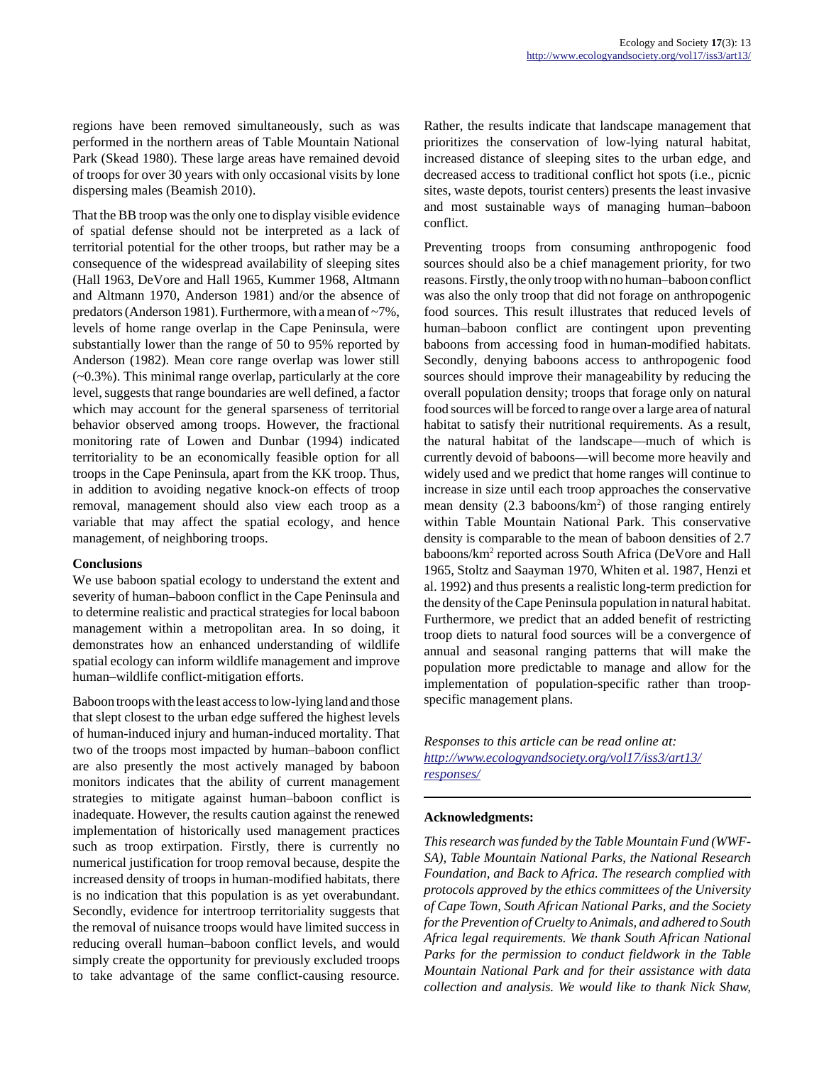regions have been removed simultaneously, such as was performed in the northern areas of Table Mountain National Park (Skead 1980). These large areas have remained devoid of troops for over 30 years with only occasional visits by lone dispersing males (Beamish 2010).

That the BB troop was the only one to display visible evidence of spatial defense should not be interpreted as a lack of territorial potential for the other troops, but rather may be a consequence of the widespread availability of sleeping sites (Hall 1963, DeVore and Hall 1965, Kummer 1968, Altmann and Altmann 1970, Anderson 1981) and/or the absence of predators (Anderson 1981). Furthermore, with a mean of ~7%, levels of home range overlap in the Cape Peninsula, were substantially lower than the range of 50 to 95% reported by Anderson (1982). Mean core range overlap was lower still (~0.3%). This minimal range overlap, particularly at the core level, suggests that range boundaries are well defined, a factor which may account for the general sparseness of territorial behavior observed among troops. However, the fractional monitoring rate of Lowen and Dunbar (1994) indicated territoriality to be an economically feasible option for all troops in the Cape Peninsula, apart from the KK troop. Thus, in addition to avoiding negative knock-on effects of troop removal, management should also view each troop as a variable that may affect the spatial ecology, and hence management, of neighboring troops.

## Conclusions

We use baboon spatial ecology to understand the extent and severity of human–baboon conflict in the Cape Peninsula and to determine realistic and practical strategies for local baboon management within a metropolitan area. In so doing, it demonstrates how an enhanced understanding of wildlife spatial ecology can inform wildlife management and improve human–wildlife conflict-mitigation efforts.

Baboon troops with the least access to low-lying land and those that slept closest to the urban edge suffered the highest levels of human-induced injury and human-induced mortality. That two of the troops most impacted by human–baboon conflict are also presently the most actively managed by baboon monitors indicates that the ability of current management strategies to mitigate against human–baboon conflict is inadequate. However, the results caution against the renewed implementation of historically used management practices such as troop extirpation. Firstly, there is currently no numerical justification for troop removal because, despite the increased density of troops in human-modified habitats, there is no indication that this population is as yet overabundant. Secondly, evidence for intertroop territoriality suggests that the removal of nuisance troops would have limited success in reducing overall human–baboon conflict levels, and would simply create the opportunity for previously excluded troops to take advantage of the same conflict-causing resource. Rather, the results indicate that landscape management that prioritizes the conservation of low-lying natural habitat, increased distance of sleeping sites to the urban edge, and decreased access to traditional conflict hot spots (i.e., picnic sites, waste depots, tourist centers) presents the least invasive and most sustainable ways of managing human–baboon conflict.

Preventing troops from consuming anthropogenic food sources should also be a chief management priority, for two reasons. Firstly, the only troop with no human–baboon conflict was also the only troop that did not forage on anthropogenic food sources. This result illustrates that reduced levels of human–baboon conflict are contingent upon preventing baboons from accessing food in human-modified habitats. Secondly, denying baboons access to anthropogenic food sources should improve their manageability by reducing the overall population density; troops that forage only on natural food sources will be forced to range over a large area of natural habitat to satisfy their nutritional requirements. As a result, the natural habitat of the landscape—much of which is currently devoid of baboons—will become more heavily and widely used and we predict that home ranges will continue to increase in size until each troop approaches the conservative mean density (2.3 baboons/km$^2$) of those ranging entirely within Table Mountain National Park. This conservative density is comparable to the mean of baboon densities of 2.7 baboons/km$^2$ reported across South Africa (DeVore and Hall 1965, Stoltz and Saayman 1970, Whiten et al. 1987, Henzi et al. 1992) and thus presents a realistic long-term prediction for the density of the Cape Peninsula population in natural habitat. Furthermore, we predict that an added benefit of restricting troop diets to natural food sources will be a convergence of annual and seasonal ranging patterns that will make the population more predictable to manage and allow for the implementation of population-specific rather than troop-specific management plans.

*Responses to this article can be read online at:*
*http://www.ecologyandsociety.org/vol17/iss3/art13/responses/*

## Acknowledgments:

*This research was funded by the Table Mountain Fund (WWF-SA), Table Mountain National Parks, the National Research Foundation, and Back to Africa. The research complied with protocols approved by the ethics committees of the University of Cape Town, South African National Parks, and the Society for the Prevention of Cruelty to Animals, and adhered to South Africa legal requirements. We thank South African National Parks for the permission to conduct fieldwork in the Table Mountain National Park and for their assistance with data collection and analysis. We would like to thank Nick Shaw,*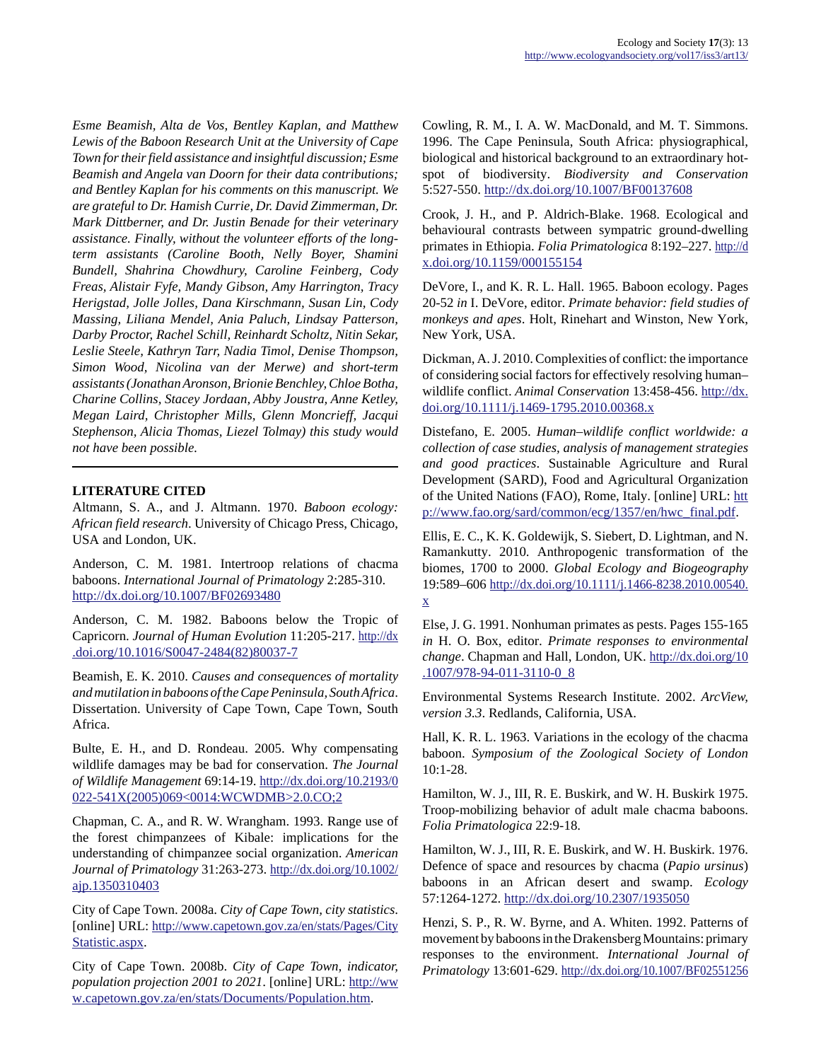*Esme Beamish, Alta de Vos, Bentley Kaplan, and Matthew Lewis of the Baboon Research Unit at the University of Cape Town for their field assistance and insightful discussion; Esme Beamish and Angela van Doorn for their data contributions; and Bentley Kaplan for his comments on this manuscript. We are grateful to Dr. Hamish Currie, Dr. David Zimmerman, Dr. Mark Dittberner, and Dr. Justin Benade for their veterinary assistance. Finally, without the volunteer efforts of the long-term assistants (Caroline Booth, Nelly Boyer, Shamini Bundell, Shahrina Chowdhury, Caroline Feinberg, Cody Freas, Alistair Fyfe, Mandy Gibson, Amy Harrington, Tracy Herigstad, Jolle Jolles, Dana Kirschmann, Susan Lin, Cody Massing, Liliana Mendel, Ania Paluch, Lindsay Patterson, Darby Proctor, Rachel Schill, Reinhardt Scholtz, Nitin Sekar, Leslie Steele, Kathryn Tarr, Nadia Timol, Denise Thompson, Simon Wood, Nicolina van der Merwe) and short-term assistants (Jonathan Aronson, Brionie Benchley, Chloe Botha, Charine Collins, Stacey Jordaan, Abby Joustra, Anne Ketley, Megan Laird, Christopher Mills, Glenn Moncrieff, Jacqui Stephenson, Alicia Thomas, Liezel Tolmay) this study would not have been possible.*

## LITERATURE CITED

Altmann, S. A., and J. Altmann. 1970. *Baboon ecology: African field research*. University of Chicago Press, Chicago, USA and London, UK.

Anderson, C. M. 1981. Intertroop relations of chacma baboons. *International Journal of Primatology* 2:285-310. http://dx.doi.org/10.1007/BF02693480

Anderson, C. M. 1982. Baboons below the Tropic of Capricorn. *Journal of Human Evolution* 11:205-217. http://dx.doi.org/10.1016/S0047-2484(82)80037-7

Beamish, E. K. 2010. *Causes and consequences of mortality and mutilation in baboons of the Cape Peninsula, South Africa*. Dissertation. University of Cape Town, Cape Town, South Africa.

Bulte, E. H., and D. Rondeau. 2005. Why compensating wildlife damages may be bad for conservation. *The Journal of Wildlife Management* 69:14-19. http://dx.doi.org/10.2193/0022-541X(2005)069<0014:WCWDMB>2.0.CO;2

Chapman, C. A., and R. W. Wrangham. 1993. Range use of the forest chimpanzees of Kibale: implications for the understanding of chimpanzee social organization. *American Journal of Primatology* 31:263-273. http://dx.doi.org/10.1002/ajp.1350310403

City of Cape Town. 2008a. *City of Cape Town, city statistics*. [online] URL: http://www.capetown.gov.za/en/stats/Pages/CityStatistic.aspx.

City of Cape Town. 2008b. *City of Cape Town, indicator, population projection 2001 to 2021*. [online] URL: http://www.capetown.gov.za/en/stats/Documents/Population.htm.

Cowling, R. M., I. A. W. MacDonald, and M. T. Simmons. 1996. The Cape Peninsula, South Africa: physiographical, biological and historical background to an extraordinary hot-spot of biodiversity. *Biodiversity and Conservation* 5:527-550. http://dx.doi.org/10.1007/BF00137608

Crook, J. H., and P. Aldrich-Blake. 1968. Ecological and behavioural contrasts between sympatric ground-dwelling primates in Ethiopia. *Folia Primatologica* 8:192–227. http://dx.doi.org/10.1159/000155154

DeVore, I., and K. R. L. Hall. 1965. Baboon ecology. Pages 20-52 *in* I. DeVore, editor. *Primate behavior: field studies of monkeys and apes*. Holt, Rinehart and Winston, New York, New York, USA.

Dickman, A. J. 2010. Complexities of conflict: the importance of considering social factors for effectively resolving human–wildlife conflict. *Animal Conservation* 13:458-456. http://dx.doi.org/10.1111/j.1469-1795.2010.00368.x

Distefano, E. 2005. *Human–wildlife conflict worldwide: a collection of case studies, analysis of management strategies and good practices*. Sustainable Agriculture and Rural Development (SARD), Food and Agricultural Organization of the United Nations (FAO), Rome, Italy. [online] URL: http://www.fao.org/sard/common/ecg/1357/en/hwc_final.pdf.

Ellis, E. C., K. K. Goldewijk, S. Siebert, D. Lightman, and N. Ramankutty. 2010. Anthropogenic transformation of the biomes, 1700 to 2000. *Global Ecology and Biogeography* 19:589–606 http://dx.doi.org/10.1111/j.1466-8238.2010.00540.x

Else, J. G. 1991. Nonhuman primates as pests. Pages 155-165 *in* H. O. Box, editor. *Primate responses to environmental change*. Chapman and Hall, London, UK. http://dx.doi.org/10.1007/978-94-011-3110-0_8

Environmental Systems Research Institute. 2002. *ArcView, version 3.3*. Redlands, California, USA.

Hall, K. R. L. 1963. Variations in the ecology of the chacma baboon. *Symposium of the Zoological Society of London* 10:1-28.

Hamilton, W. J., III, R. E. Buskirk, and W. H. Buskirk 1975. Troop-mobilizing behavior of adult male chacma baboons. *Folia Primatologica* 22:9-18.

Hamilton, W. J., III, R. E. Buskirk, and W. H. Buskirk. 1976. Defence of space and resources by chacma (*Papio ursinus*) baboons in an African desert and swamp. *Ecology* 57:1264-1272. http://dx.doi.org/10.2307/1935050

Henzi, S. P., R. W. Byrne, and A. Whiten. 1992. Patterns of movement by baboons in the Drakensberg Mountains: primary responses to the environment. *International Journal of Primatology* 13:601-629. http://dx.doi.org/10.1007/BF02551256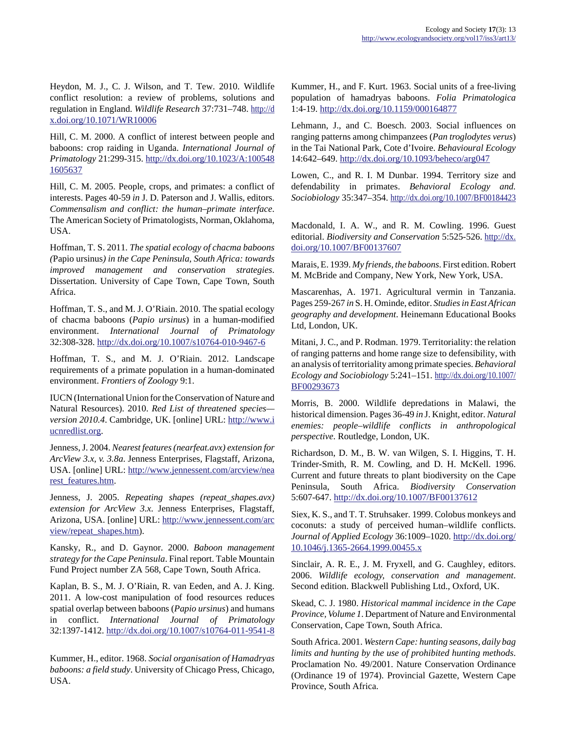Heydon, M. J., C. J. Wilson, and T. Tew. 2010. Wildlife conflict resolution: a review of problems, solutions and regulation in England. *Wildlife Research* 37:731–748. http://dx.doi.org/10.1071/WR10006

Hill, C. M. 2000. A conflict of interest between people and baboons: crop raiding in Uganda. *International Journal of Primatology* 21:299-315. http://dx.doi.org/10.1023/A:1005481605637

Hill, C. M. 2005. People, crops, and primates: a conflict of interests. Pages 40-59 *in* J. D. Paterson and J. Wallis, editors. *Commensalism and conflict: the human–primate interface*. The American Society of Primatologists, Norman, Oklahoma, USA.

Hoffman, T. S. 2011. *The spatial ecology of chacma baboons (*Papio ursinus*) in the Cape Peninsula, South Africa: towards improved management and conservation strategies*. Dissertation. University of Cape Town, Cape Town, South Africa.

Hoffman, T. S., and M. J. O'Riain. 2010. The spatial ecology of chacma baboons (*Papio ursinus*) in a human-modified environment. *International Journal of Primatology* 32:308-328. http://dx.doi.org/10.1007/s10764-010-9467-6

Hoffman, T. S., and M. J. O'Riain. 2012. Landscape requirements of a primate population in a human-dominated environment. *Frontiers of Zoology* 9:1.

IUCN (International Union for the Conservation of Nature and Natural Resources). 2010. *Red List of threatened species—version 2010.4*. Cambridge, UK. [online] URL: http://www.iucnredlist.org.

Jenness, J. 2004. *Nearest features (nearfeat.avx) extension for ArcView 3.x, v. 3.8a*. Jenness Enterprises, Flagstaff, Arizona, USA. [online] URL: http://www.jennessent.com/arcview/nearest_features.htm.

Jenness, J. 2005. *Repeating shapes (repeat_shapes.avx) extension for ArcView 3.x*. Jenness Enterprises, Flagstaff, Arizona, USA. [online] URL: http://www.jennessent.com/arcview/repeat_shapes.htm).

Kansky, R., and D. Gaynor. 2000. *Baboon management strategy for the Cape Peninsula*. Final report. Table Mountain Fund Project number ZA 568, Cape Town, South Africa.

Kaplan, B. S., M. J. O'Riain, R. van Eeden, and A. J. King. 2011. A low-cost manipulation of food resources reduces spatial overlap between baboons (*Papio ursinus*) and humans in conflict. *International Journal of Primatology* 32:1397-1412. http://dx.doi.org/10.1007/s10764-011-9541-8

Kummer, H., editor. 1968. *Social organisation of Hamadryas baboons: a field study*. University of Chicago Press, Chicago, USA.

Kummer, H., and F. Kurt. 1963. Social units of a free-living population of hamadryas baboons. *Folia Primatologica* 1:4-19. http://dx.doi.org/10.1159/000164877

Lehmann, J., and C. Boesch. 2003. Social influences on ranging patterns among chimpanzees (*Pan troglodytes verus*) in the Tai National Park, Cote d'Ivoire. *Behavioural Ecology* 14:642–649. http://dx.doi.org/10.1093/beheco/arg047

Lowen, C., and R. I. M Dunbar. 1994. Territory size and defendability in primates. *Behavioral Ecology and. Sociobiology* 35:347–354. http://dx.doi.org/10.1007/BF00184423

Macdonald, I. A. W., and R. M. Cowling. 1996. Guest editorial. *Biodiversity and Conservation* 5:525-526. http://dx.doi.org/10.1007/BF00137607

Marais, E. 1939. *My friends, the baboons*. First edition. Robert M. McBride and Company, New York, New York, USA.

Mascarenhas, A. 1971. Agricultural vermin in Tanzania. Pages 259-267 *in* S. H. Ominde, editor. *Studies in East African geography and development*. Heinemann Educational Books Ltd, London, UK.

Mitani, J. C., and P. Rodman. 1979. Territoriality: the relation of ranging patterns and home range size to defensibility, with an analysis of territoriality among primate species. *Behavioral Ecology and Sociobiology* 5:241–151. http://dx.doi.org/10.1007/BF00293673

Morris, B. 2000. Wildlife depredations in Malawi, the historical dimension. Pages 36-49 *in* J. Knight, editor. *Natural enemies: people–wildlife conflicts in anthropological perspective*. Routledge, London, UK.

Richardson, D. M., B. W. van Wilgen, S. I. Higgins, T. H. Trinder-Smith, R. M. Cowling, and D. H. McKell. 1996. Current and future threats to plant biodiversity on the Cape Peninsula, South Africa. *Biodiversity Conservation* 5:607-647. http://dx.doi.org/10.1007/BF00137612

Siex, K. S., and T. T. Struhsaker. 1999. Colobus monkeys and coconuts: a study of perceived human–wildlife conflicts. *Journal of Applied Ecology* 36:1009–1020. http://dx.doi.org/10.1046/j.1365-2664.1999.00455.x

Sinclair, A. R. E., J. M. Fryxell, and G. Caughley, editors. 2006. *Wildlife ecology, conservation and management*. Second edition. Blackwell Publishing Ltd., Oxford, UK.

Skead, C. J. 1980. *Historical mammal incidence in the Cape Province, Volume 1*. Department of Nature and Environmental Conservation, Cape Town, South Africa.

South Africa. 2001. *Western Cape: hunting seasons, daily bag limits and hunting by the use of prohibited hunting methods*. Proclamation No. 49/2001. Nature Conservation Ordinance (Ordinance 19 of 1974). Provincial Gazette, Western Cape Province, South Africa.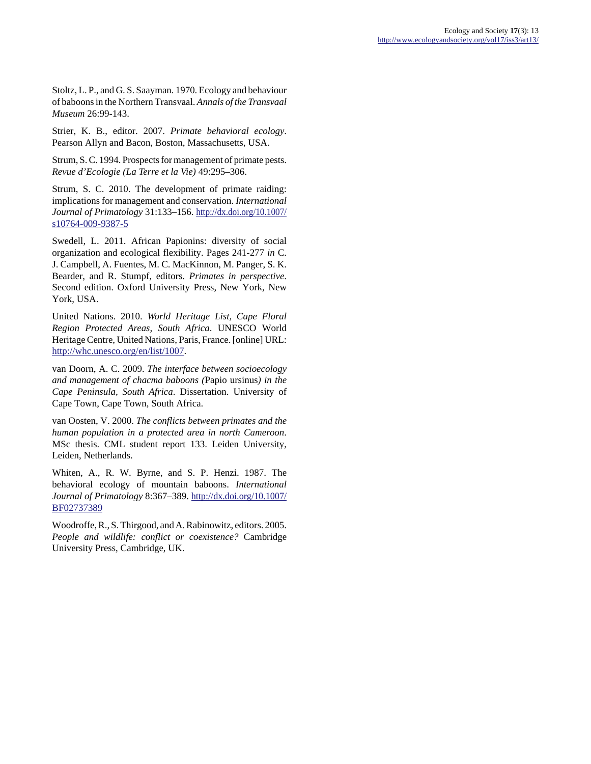Stoltz, L. P., and G. S. Saayman. 1970. Ecology and behaviour of baboons in the Northern Transvaal. *Annals of the Transvaal Museum* 26:99-143.

Strier, K. B., editor. 2007. *Primate behavioral ecology*. Pearson Allyn and Bacon, Boston, Massachusetts, USA.

Strum, S. C. 1994. Prospects for management of primate pests. *Revue d'Ecologie (La Terre et la Vie)* 49:295–306.

Strum, S. C. 2010. The development of primate raiding: implications for management and conservation. *International Journal of Primatology* 31:133–156. http://dx.doi.org/10.1007/s10764-009-9387-5

Swedell, L. 2011. African Papionins: diversity of social organization and ecological flexibility. Pages 241-277 *in* C. J. Campbell, A. Fuentes, M. C. MacKinnon, M. Panger, S. K. Bearder, and R. Stumpf, editors. *Primates in perspective*. Second edition. Oxford University Press, New York, New York, USA.

United Nations. 2010. *World Heritage List, Cape Floral Region Protected Areas, South Africa*. UNESCO World Heritage Centre, United Nations, Paris, France. [online] URL: http://whc.unesco.org/en/list/1007.

van Doorn, A. C. 2009. *The interface between socioecology and management of chacma baboons (*Papio ursinus*) in the Cape Peninsula, South Africa*. Dissertation. University of Cape Town, Cape Town, South Africa.

van Oosten, V. 2000. *The conflicts between primates and the human population in a protected area in north Cameroon*. MSc thesis. CML student report 133. Leiden University, Leiden, Netherlands.

Whiten, A., R. W. Byrne, and S. P. Henzi. 1987. The behavioral ecology of mountain baboons. *International Journal of Primatology* 8:367–389. http://dx.doi.org/10.1007/BF02737389

Woodroffe, R., S. Thirgood, and A. Rabinowitz, editors. 2005. *People and wildlife: conflict or coexistence?* Cambridge University Press, Cambridge, UK.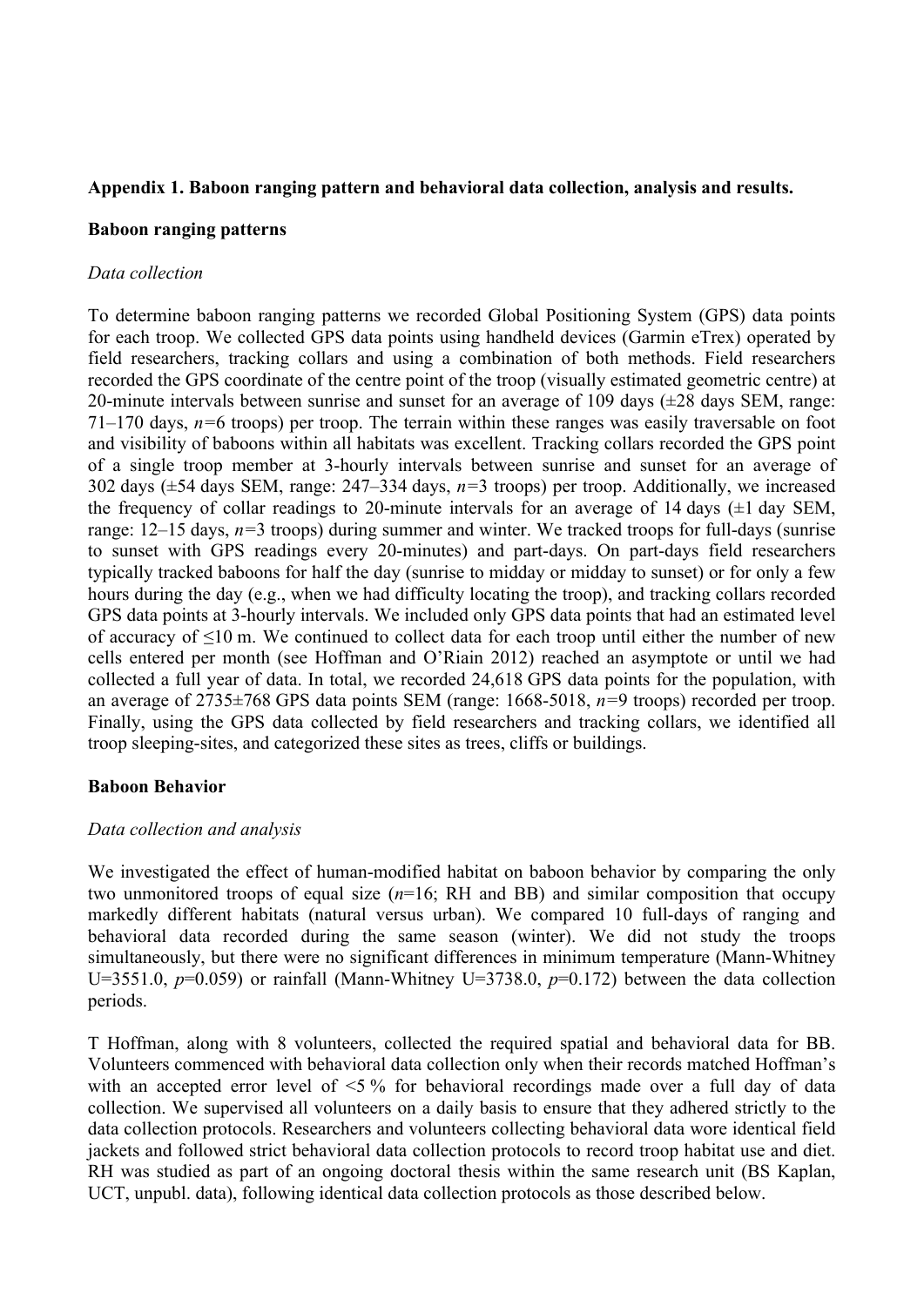**Appendix 1. Baboon ranging pattern and behavioral data collection, analysis and results.**

**Baboon ranging patterns**

*Data collection*

To determine baboon ranging patterns we recorded Global Positioning System (GPS) data points for each troop. We collected GPS data points using handheld devices (Garmin eTrex) operated by field researchers, tracking collars and using a combination of both methods. Field researchers recorded the GPS coordinate of the centre point of the troop (visually estimated geometric centre) at 20-minute intervals between sunrise and sunset for an average of 109 days (±28 days SEM, range: 71–170 days, $n$=6 troops) per troop. The terrain within these ranges was easily traversable on foot and visibility of baboons within all habitats was excellent. Tracking collars recorded the GPS point of a single troop member at 3-hourly intervals between sunrise and sunset for an average of 302 days (±54 days SEM, range: 247–334 days, $n$=3 troops) per troop. Additionally, we increased the frequency of collar readings to 20-minute intervals for an average of 14 days (±1 day SEM, range: 12–15 days, $n$=3 troops) during summer and winter. We tracked troops for full-days (sunrise to sunset with GPS readings every 20-minutes) and part-days. On part-days field researchers typically tracked baboons for half the day (sunrise to midday or midday to sunset) or for only a few hours during the day (e.g., when we had difficulty locating the troop), and tracking collars recorded GPS data points at 3-hourly intervals. We included only GPS data points that had an estimated level of accuracy of ≤10 m. We continued to collect data for each troop until either the number of new cells entered per month (see Hoffman and O'Riain 2012) reached an asymptote or until we had collected a full year of data. In total, we recorded 24,618 GPS data points for the population, with an average of 2735±768 GPS data points SEM (range: 1668-5018, $n$=9 troops) recorded per troop. Finally, using the GPS data collected by field researchers and tracking collars, we identified all troop sleeping-sites, and categorized these sites as trees, cliffs or buildings.

**Baboon Behavior**

*Data collection and analysis*

We investigated the effect of human-modified habitat on baboon behavior by comparing the only two unmonitored troops of equal size ($n$=16; RH and BB) and similar composition that occupy markedly different habitats (natural versus urban). We compared 10 full-days of ranging and behavioral data recorded during the same season (winter). We did not study the troops simultaneously, but there were no significant differences in minimum temperature (Mann-Whitney U=3551.0, $p$=0.059) or rainfall (Mann-Whitney U=3738.0, $p$=0.172) between the data collection periods.

T Hoffman, along with 8 volunteers, collected the required spatial and behavioral data for BB. Volunteers commenced with behavioral data collection only when their records matched Hoffman's with an accepted error level of <5 % for behavioral recordings made over a full day of data collection. We supervised all volunteers on a daily basis to ensure that they adhered strictly to the data collection protocols. Researchers and volunteers collecting behavioral data wore identical field jackets and followed strict behavioral data collection protocols to record troop habitat use and diet. RH was studied as part of an ongoing doctoral thesis within the same research unit (BS Kaplan, UCT, unpubl. data), following identical data collection protocols as those described below.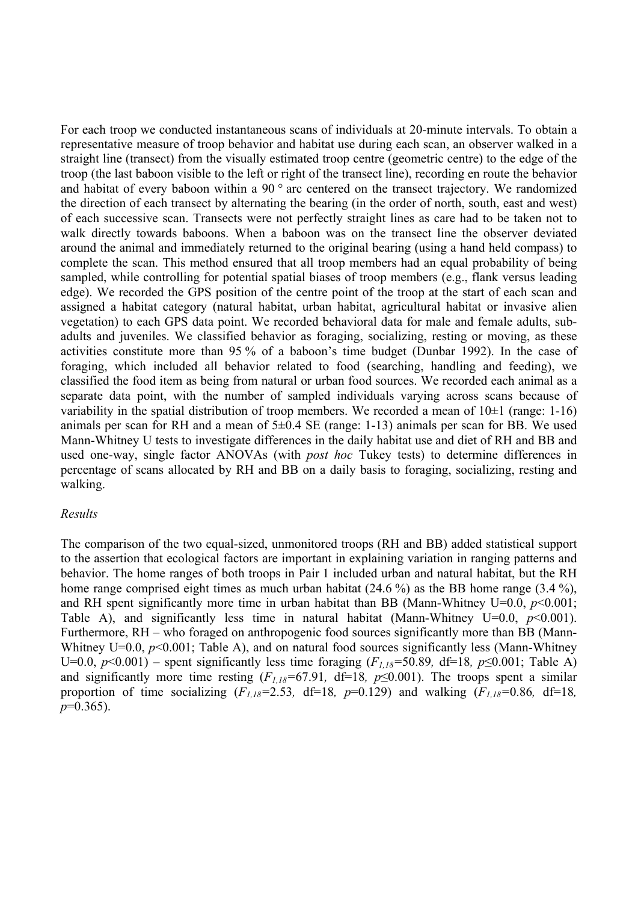For each troop we conducted instantaneous scans of individuals at 20-minute intervals. To obtain a representative measure of troop behavior and habitat use during each scan, an observer walked in a straight line (transect) from the visually estimated troop centre (geometric centre) to the edge of the troop (the last baboon visible to the left or right of the transect line), recording en route the behavior and habitat of every baboon within a 90 ° arc centered on the transect trajectory. We randomized the direction of each transect by alternating the bearing (in the order of north, south, east and west) of each successive scan. Transects were not perfectly straight lines as care had to be taken not to walk directly towards baboons. When a baboon was on the transect line the observer deviated around the animal and immediately returned to the original bearing (using a hand held compass) to complete the scan. This method ensured that all troop members had an equal probability of being sampled, while controlling for potential spatial biases of troop members (e.g., flank versus leading edge). We recorded the GPS position of the centre point of the troop at the start of each scan and assigned a habitat category (natural habitat, urban habitat, agricultural habitat or invasive alien vegetation) to each GPS data point. We recorded behavioral data for male and female adults, sub-adults and juveniles. We classified behavior as foraging, socializing, resting or moving, as these activities constitute more than 95 % of a baboon's time budget (Dunbar 1992). In the case of foraging, which included all behavior related to food (searching, handling and feeding), we classified the food item as being from natural or urban food sources. We recorded each animal as a separate data point, with the number of sampled individuals varying across scans because of variability in the spatial distribution of troop members. We recorded a mean of 10±1 (range: 1-16) animals per scan for RH and a mean of 5±0.4 SE (range: 1-13) animals per scan for BB. We used Mann-Whitney U tests to investigate differences in the daily habitat use and diet of RH and BB and used one-way, single factor ANOVAs (with *post hoc* Tukey tests) to determine differences in percentage of scans allocated by RH and BB on a daily basis to foraging, socializing, resting and walking.

*Results*

The comparison of the two equal-sized, unmonitored troops (RH and BB) added statistical support to the assertion that ecological factors are important in explaining variation in ranging patterns and behavior. The home ranges of both troops in Pair 1 included urban and natural habitat, but the RH home range comprised eight times as much urban habitat (24.6 %) as the BB home range (3.4 %), and RH spent significantly more time in urban habitat than BB (Mann-Whitney U=0.0, $p$<0.001; Table A), and significantly less time in natural habitat (Mann-Whitney U=0.0, $p$<0.001). Furthermore, RH – who foraged on anthropogenic food sources significantly more than BB (Mann-Whitney U=0.0, $p$<0.001; Table A), and on natural food sources significantly less (Mann-Whitney U=0.0, $p$<0.001) – spent significantly less time foraging ($F_{1,18}$=50.89, df=18, $p$≤0.001; Table A) and significantly more time resting ($F_{1,18}$=67.91, df=18, $p$≤0.001). The troops spent a similar proportion of time socializing ($F_{1,18}$=2.53, df=18, $p$=0.129) and walking ($F_{1,18}$=0.86, df=18, $p$=0.365).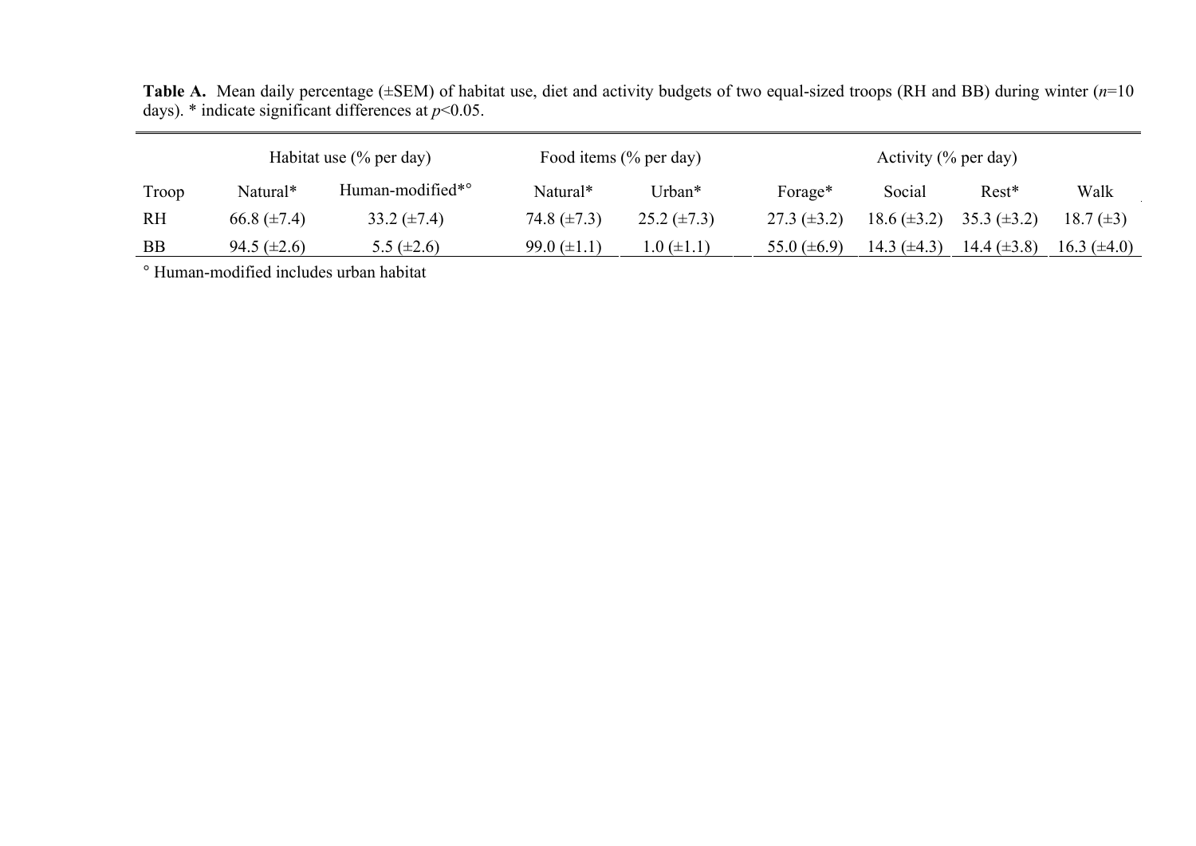**Table A.** Mean daily percentage (±SEM) of habitat use, diet and activity budgets of two equal-sized troops (RH and BB) during winter ($n$=10 days). * indicate significant differences at $p$<0.05.

| | Habitat use (% per day) | | Food items (% per day) | | Activity (% per day) | | | |
|---|---|---|---|---|---|---|---|---|
| Troop | Natural* | Human-modified*° | Natural* | Urban* | Forage* | Social | Rest* | Walk |
| RH | 66.8 (±7.4) | 33.2 (±7.4) | 74.8 (±7.3) | 25.2 (±7.3) | 27.3 (±3.2) | 18.6 (±3.2) | 35.3 (±3.2) | 18.7 (±3) |
| BB | 94.5 (±2.6) | 5.5 (±2.6) | 99.0 (±1.1) | 1.0 (±1.1) | 55.0 (±6.9) | 14.3 (±4.3) | 14.4 (±3.8) | 16.3 (±4.0) |

° Human-modified includes urban habitat